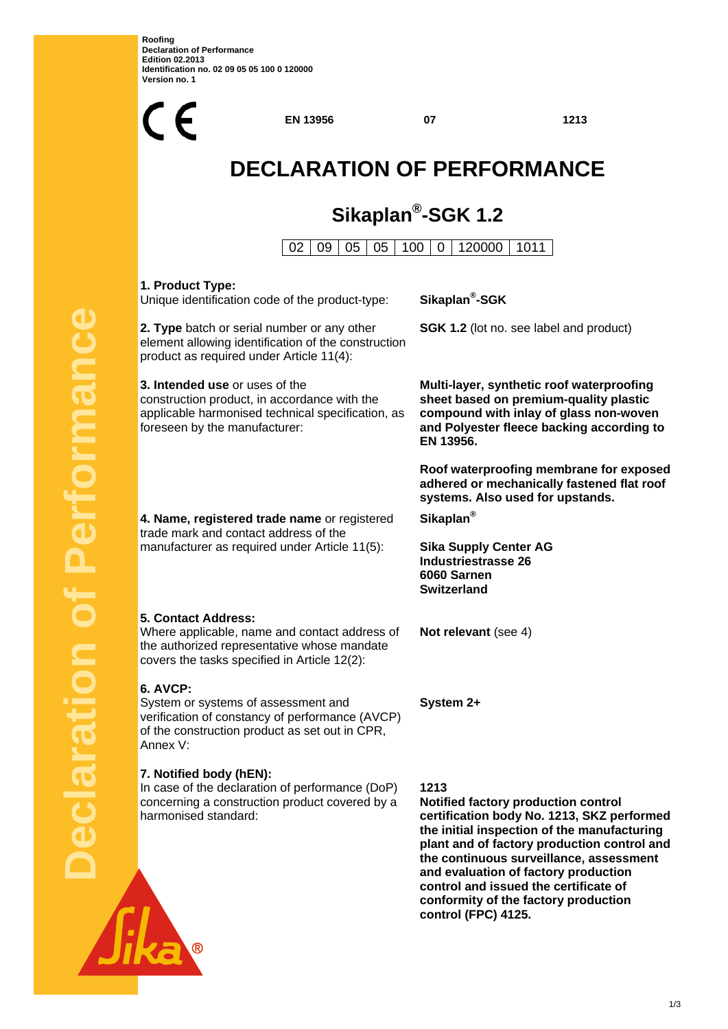**Roofing**
**Declaration of Performance**
**Edition 02.2013**
**Identification no. 02 09 05 05 100 0 120000**
**Version no. 1**

CE **EN 13956** **07** **1213**

# DECLARATION OF PERFORMANCE

## Sikaplan®-SGK 1.2

| 02 | 09 | 05 | 05 | 100 | 0 | 120000 | 1011 |
|---|---|---|---|---|---|---|---|

| | |
|---|---|
| **1. Product Type:**<br>Unique identification code of the product-type: | **Sikaplan®-SGK** |
| **2. Type** batch or serial number or any other element allowing identification of the construction product as required under Article 11(4): | **SGK 1.2** (lot no. see label and product) |
| **3. Intended use** or uses of the construction product, in accordance with the applicable harmonised technical specification, as foreseen by the manufacturer: | **Multi-layer, synthetic roof waterproofing sheet based on premium-quality plastic compound with inlay of glass non-woven and Polyester fleece backing according to EN 13956.**<br><br>**Roof waterproofing membrane for exposed adhered or mechanically fastened flat roof systems. Also used for upstands.** |
| **4. Name, registered trade name** or registered trade mark and contact address of the manufacturer as required under Article 11(5): | **Sikaplan®**<br><br>**Sika Supply Center AG**<br>**Industriestrasse 26**<br>**6060 Sarnen**<br>**Switzerland** |
| **5. Contact Address:**<br>Where applicable, name and contact address of the authorized representative whose mandate covers the tasks specified in Article 12(2): | **Not relevant** (see 4) |
| **6. AVCP:**<br>System or systems of assessment and verification of constancy of performance (AVCP) of the construction product as set out in CPR, Annex V: | **System 2+** |
| **7. Notified body (hEN):**<br>In case of the declaration of performance (DoP) concerning a construction product covered by a harmonised standard: | **1213**<br>**Notified factory production control certification body No. 1213, SKZ performed the initial inspection of the manufacturing plant and of factory production control and the continuous surveillance, assessment and evaluation of factory production control and issued the certificate of conformity of the factory production control (FPC) 4125.** |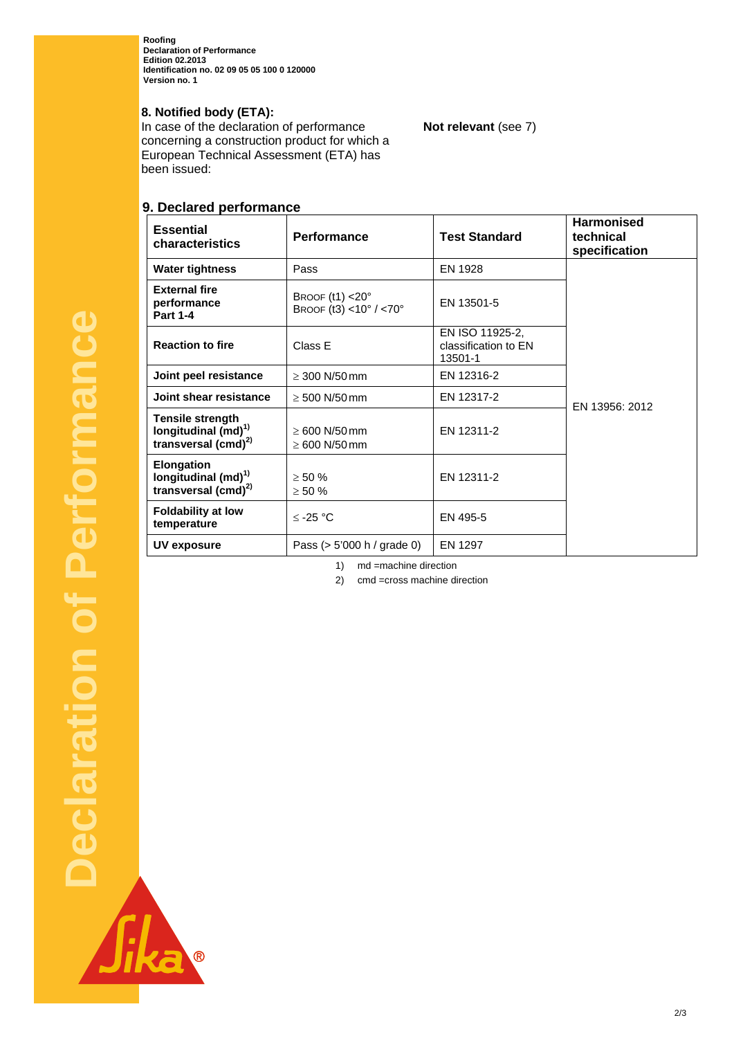**Roofing**
**Declaration of Performance**
**Edition 02.2013**
**Identification no. 02 09 05 05 100 0 120000**
**Version no. 1**

## 8. Notified body (ETA):

In case of the declaration of performance concerning a construction product for which a European Technical Assessment (ETA) has been issued:

**Not relevant** (see 7)

## 9. Declared performance

| Essential characteristics | Performance | Test Standard | Harmonised technical specification |
|---|---|---|---|
| **Water tightness** | Pass | EN 1928 | EN 13956: 2012 |
| **External fire performance Part 1-4** | BROOF (t1) <20°<br>BROOF (t3) <10° / <70° | EN 13501-5 | |
| **Reaction to fire** | Class E | EN ISO 11925-2, classification to EN 13501-1 | |
| **Joint peel resistance** | ≥ 300 N/50 mm | EN 12316-2 | |
| **Joint shear resistance** | ≥ 500 N/50 mm | EN 12317-2 | |
| **Tensile strength longitudinal (md)[1) ] transversal (cmd)[2)]** | ≥ 600 N/50 mm<br>≥ 600 N/50 mm | EN 12311-2 | |
| **Elongation longitudinal (md)[1)] transversal (cmd)[2)]** | ≥ 50 %<br>≥ 50 % | EN 12311-2 | |
| **Foldability at low temperature** | ≤ -25 °C | EN 495-5 | |
| **UV exposure** | Pass (> 5'000 h / grade 0) | EN 1297 | |

1) md =machine direction

2) cmd =cross machine direction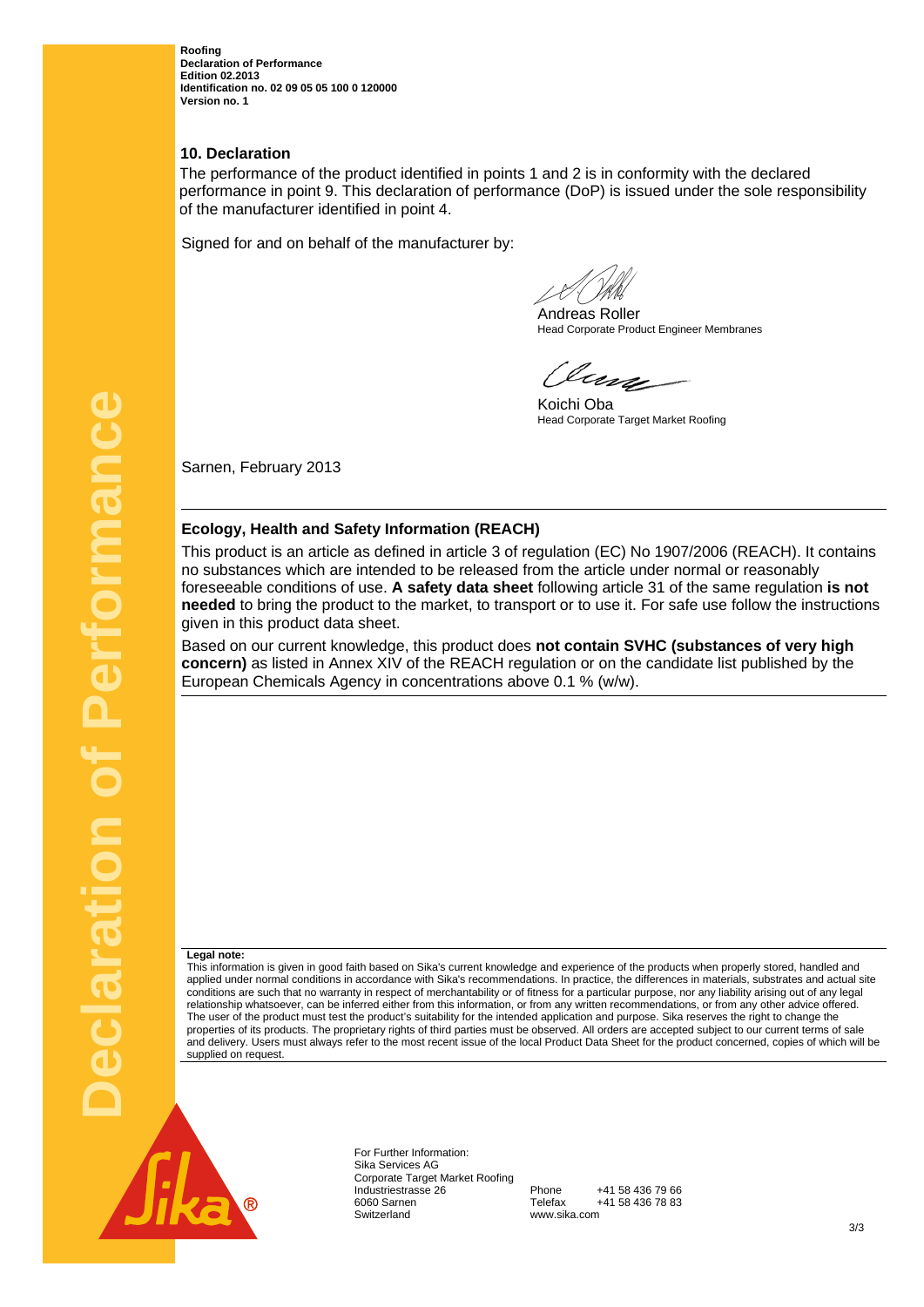**Roofing**
**Declaration of Performance**
**Edition 02.2013**
**Identification no. 02 09 05 05 100 0 120000**
**Version no. 1**

## 10. Declaration

The performance of the product identified in points 1 and 2 is in conformity with the declared performance in point 9. This declaration of performance (DoP) is issued under the sole responsibility of the manufacturer identified in point 4.

Signed for and on behalf of the manufacturer by:

Andreas Roller
Head Corporate Product Engineer Membranes

Koichi Oba
Head Corporate Target Market Roofing

Sarnen, February 2013

## Ecology, Health and Safety Information (REACH)

This product is an article as defined in article 3 of regulation (EC) No 1907/2006 (REACH). It contains no substances which are intended to be released from the article under normal or reasonably foreseeable conditions of use. **A safety data sheet** following article 31 of the same regulation **is not needed** to bring the product to the market, to transport or to use it. For safe use follow the instructions given in this product data sheet.

Based on our current knowledge, this product does **not contain SVHC (substances of very high concern)** as listed in Annex XIV of the REACH regulation or on the candidate list published by the European Chemicals Agency in concentrations above 0.1 % (w/w).

**Legal note:**
This information is given in good faith based on Sika's current knowledge and experience of the products when properly stored, handled and applied under normal conditions in accordance with Sika's recommendations. In practice, the differences in materials, substrates and actual site conditions are such that no warranty in respect of merchantability or of fitness for a particular purpose, nor any liability arising out of any legal relationship whatsoever, can be inferred either from this information, or from any written recommendations, or from any other advice offered. The user of the product must test the product's suitability for the intended application and purpose. Sika reserves the right to change the properties of its products. The proprietary rights of third parties must be observed. All orders are accepted subject to our current terms of sale and delivery. Users must always refer to the most recent issue of the local Product Data Sheet for the product concerned, copies of which will be supplied on request.

For Further Information:
Sika Services AG
Corporate Target Market Roofing
Industriestrasse 26
6060 Sarnen
Switzerland

Phone +41 58 436 79 66
Telefax +41 58 436 78 83
www.sika.com